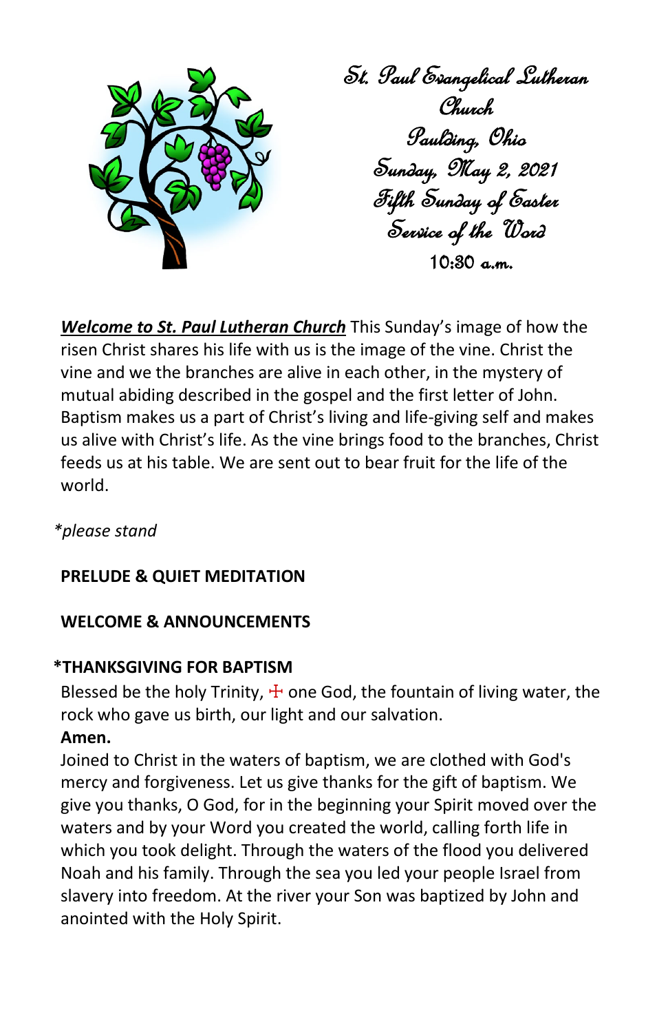St. Paul Evangelical Lutheran Church
Paulding, Ohio
Sunday, May 2, 2021
Fifth Sunday of Easter
Service of the Word
10:30 a.m.

***Welcome to St. Paul Lutheran Church*** This Sunday's image of how the risen Christ shares his life with us is the image of the vine. Christ the vine and we the branches are alive in each other, in the mystery of mutual abiding described in the gospel and the first letter of John. Baptism makes us a part of Christ's living and life-giving self and makes us alive with Christ's life. As the vine brings food to the branches, Christ feeds us at his table. We are sent out to bear fruit for the life of the world.

*\*please stand*

**PRELUDE & QUIET MEDITATION**

**WELCOME & ANNOUNCEMENTS**

**\*THANKSGIVING FOR BAPTISM**

Blessed be the holy Trinity, ☩ one God, the fountain of living water, the rock who gave us birth, our light and our salvation.

**Amen.**

Joined to Christ in the waters of baptism, we are clothed with God's mercy and forgiveness. Let us give thanks for the gift of baptism. We give you thanks, O God, for in the beginning your Spirit moved over the waters and by your Word you created the world, calling forth life in which you took delight. Through the waters of the flood you delivered Noah and his family. Through the sea you led your people Israel from slavery into freedom. At the river your Son was baptized by John and anointed with the Holy Spirit.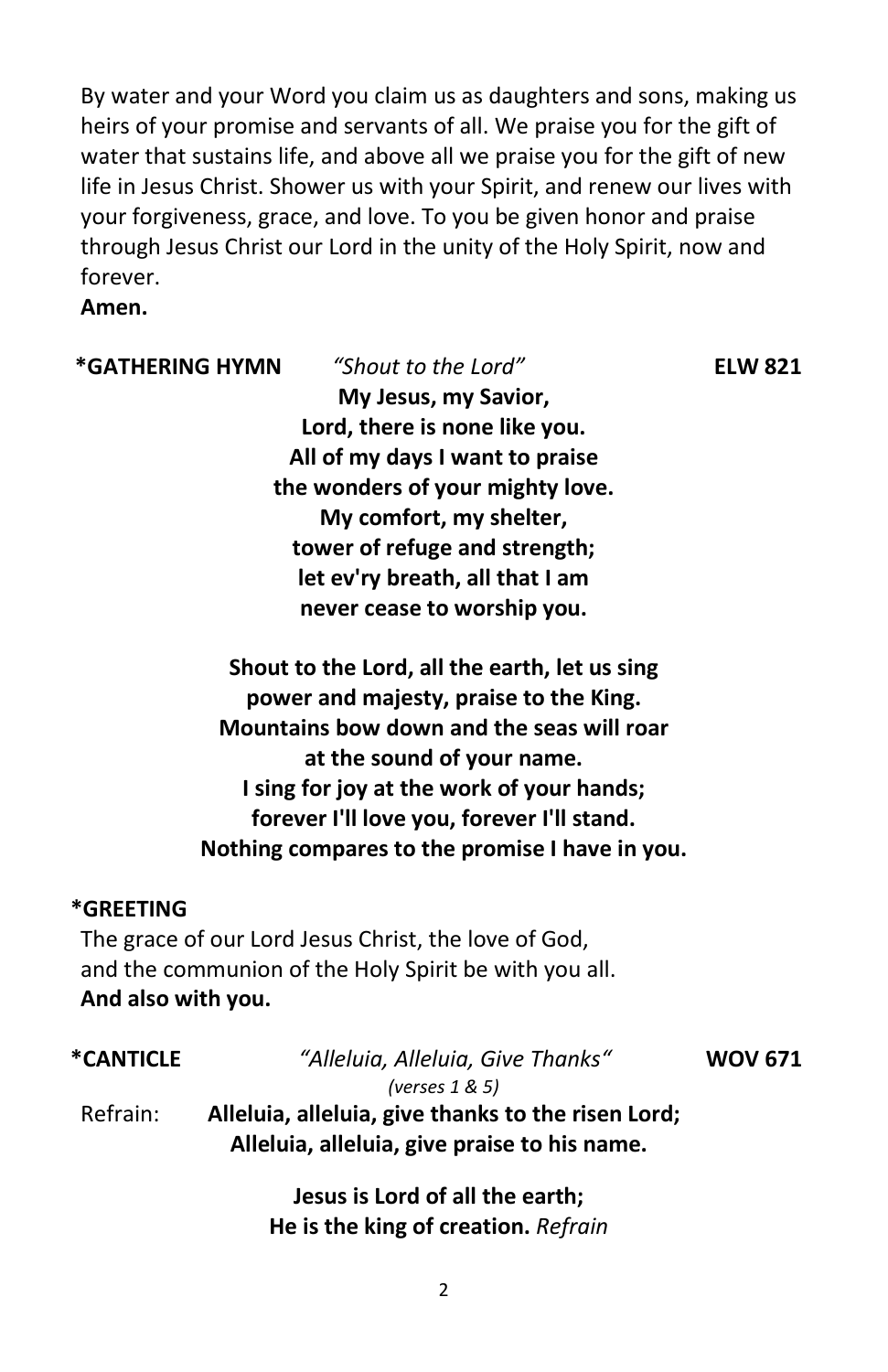By water and your Word you claim us as daughters and sons, making us heirs of your promise and servants of all. We praise you for the gift of water that sustains life, and above all we praise you for the gift of new life in Jesus Christ. Shower us with your Spirit, and renew our lives with your forgiveness, grace, and love. To you be given honor and praise through Jesus Christ our Lord in the unity of the Holy Spirit, now and forever.
**Amen.**

**\*GATHERING HYMN** *"Shout to the Lord"* **ELW 821**

**My Jesus, my Savior,**
**Lord, there is none like you.**
**All of my days I want to praise**
**the wonders of your mighty love.**
**My comfort, my shelter,**
**tower of refuge and strength;**
**let ev'ry breath, all that I am**
**never cease to worship you.**

**Shout to the Lord, all the earth, let us sing**
**power and majesty, praise to the King.**
**Mountains bow down and the seas will roar**
**at the sound of your name.**
**I sing for joy at the work of your hands;**
**forever I'll love you, forever I'll stand.**
**Nothing compares to the promise I have in you.**

**\*GREETING**

The grace of our Lord Jesus Christ, the love of God,
and the communion of the Holy Spirit be with you all.
**And also with you.**

**\*CANTICLE** *"Alleluia, Alleluia, Give Thanks"* **WOV 671**
*(verses 1 & 5)*

Refrain: **Alleluia, alleluia, give thanks to the risen Lord;**
**Alleluia, alleluia, give praise to his name.**

**Jesus is Lord of all the earth;**
**He is the king of creation.** *Refrain*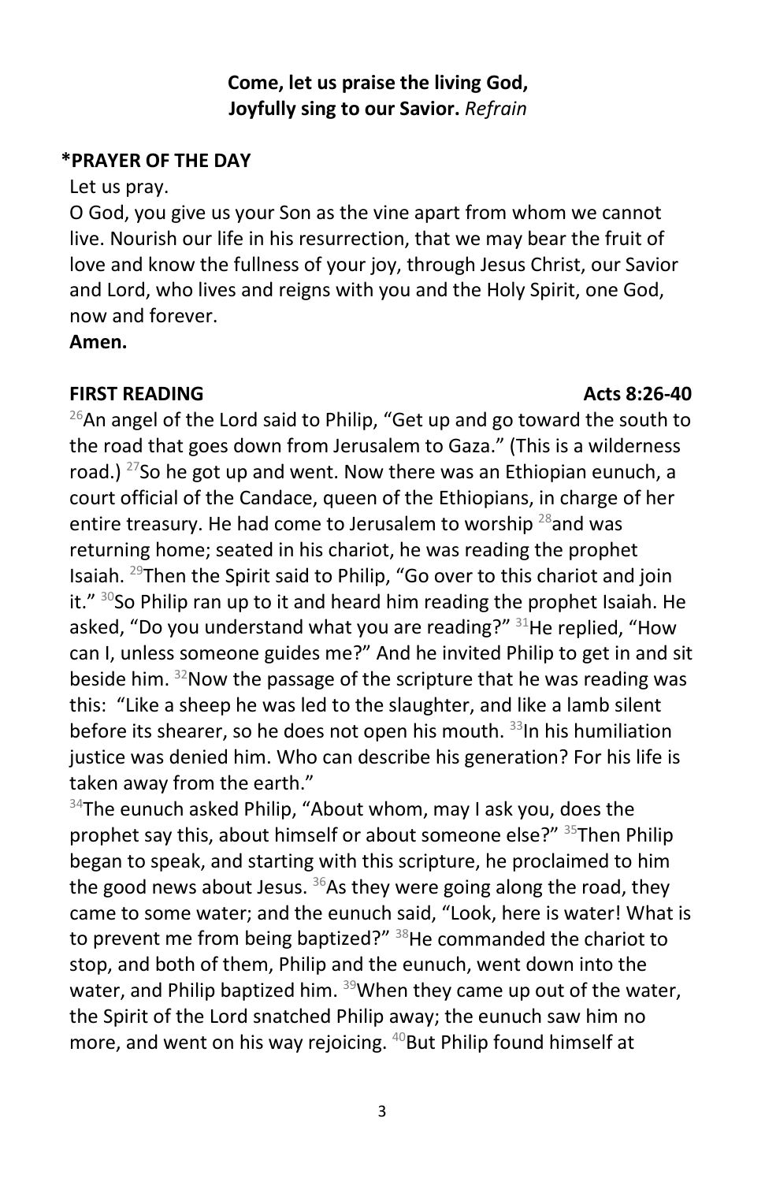**Come, let us praise the living God,**
**Joyfully sing to our Savior.** *Refrain*

**\*PRAYER OF THE DAY**

Let us pray.

O God, you give us your Son as the vine apart from whom we cannot live. Nourish our life in his resurrection, that we may bear the fruit of love and know the fullness of your joy, through Jesus Christ, our Savior and Lord, who lives and reigns with you and the Holy Spirit, one God, now and forever.

**Amen.**

**FIRST READING** **Acts 8:26-40**

[26]An angel of the Lord said to Philip, "Get up and go toward the south to the road that goes down from Jerusalem to Gaza." (This is a wilderness road.) [27]So he got up and went. Now there was an Ethiopian eunuch, a court official of the Candace, queen of the Ethiopians, in charge of her entire treasury. He had come to Jerusalem to worship [28]and was returning home; seated in his chariot, he was reading the prophet Isaiah. [29]Then the Spirit said to Philip, "Go over to this chariot and join it." [30]So Philip ran up to it and heard him reading the prophet Isaiah. He asked, "Do you understand what you are reading?" [31]He replied, "How can I, unless someone guides me?" And he invited Philip to get in and sit beside him. [32]Now the passage of the scripture that he was reading was this: "Like a sheep he was led to the slaughter, and like a lamb silent before its shearer, so he does not open his mouth. [33]In his humiliation justice was denied him. Who can describe his generation? For his life is taken away from the earth."

[34]The eunuch asked Philip, "About whom, may I ask you, does the prophet say this, about himself or about someone else?" [35]Then Philip began to speak, and starting with this scripture, he proclaimed to him the good news about Jesus. [36]As they were going along the road, they came to some water; and the eunuch said, "Look, here is water! What is to prevent me from being baptized?" [38]He commanded the chariot to stop, and both of them, Philip and the eunuch, went down into the water, and Philip baptized him. [39]When they came up out of the water, the Spirit of the Lord snatched Philip away; the eunuch saw him no more, and went on his way rejoicing. [40]But Philip found himself at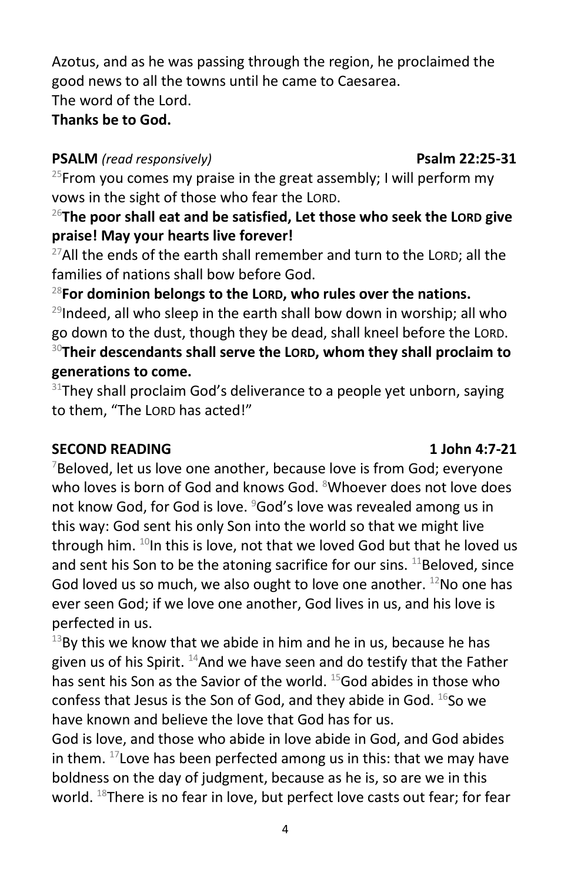Azotus, and as he was passing through the region, he proclaimed the good news to all the towns until he came to Caesarea.
The word of the Lord.
**Thanks be to God.**

**PSALM** *(read responsively)* **Psalm 22:25-31**

[25]From you comes my praise in the great assembly; I will perform my vows in the sight of those who fear the LORD.

[26]**The poor shall eat and be satisfied, Let those who seek the LORD give praise! May your hearts live forever!**

[27]All the ends of the earth shall remember and turn to the LORD; all the families of nations shall bow before God.

[28]**For dominion belongs to the LORD, who rules over the nations.**

[29]Indeed, all who sleep in the earth shall bow down in worship; all who go down to the dust, though they be dead, shall kneel before the LORD.

[30]**Their descendants shall serve the LORD, whom they shall proclaim to generations to come.**

[31]They shall proclaim God's deliverance to a people yet unborn, saying to them, "The LORD has acted!"

**SECOND READING** **1 John 4:7-21**

[7]Beloved, let us love one another, because love is from God; everyone who loves is born of God and knows God. [8]Whoever does not love does not know God, for God is love. [9]God's love was revealed among us in this way: God sent his only Son into the world so that we might live through him. [10]In this is love, not that we loved God but that he loved us and sent his Son to be the atoning sacrifice for our sins. [11]Beloved, since God loved us so much, we also ought to love one another. [12]No one has ever seen God; if we love one another, God lives in us, and his love is perfected in us.

[13]By this we know that we abide in him and he in us, because he has given us of his Spirit. [14]And we have seen and do testify that the Father has sent his Son as the Savior of the world. [15]God abides in those who confess that Jesus is the Son of God, and they abide in God. [16]So we have known and believe the love that God has for us.

God is love, and those who abide in love abide in God, and God abides in them. [17]Love has been perfected among us in this: that we may have boldness on the day of judgment, because as he is, so are we in this world. [18]There is no fear in love, but perfect love casts out fear; for fear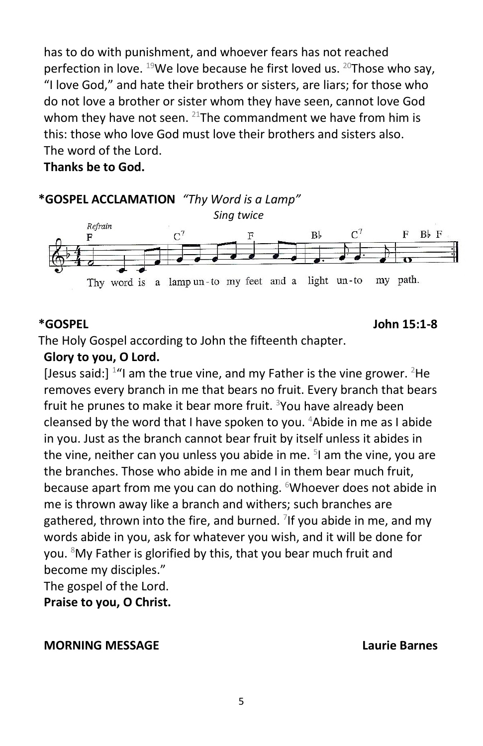has to do with punishment, and whoever fears has not reached perfection in love. [19]We love because he first loved us. [20]Those who say, "I love God," and hate their brothers or sisters, are liars; for those who do not love a brother or sister whom they have seen, cannot love God whom they have not seen. [21]The commandment we have from him is this: those who love God must love their brothers and sisters also.
The word of the Lord.
**Thanks be to God.**

**\*GOSPEL ACCLAMATION** *"Thy Word is a Lamp"*
*Sing twice*

Refrain
Thy word is a lamp un-to my feet and a light un-to my path.

**\*GOSPEL** **John 15:1-8**

The Holy Gospel according to John the fifteenth chapter.
**Glory to you, O Lord.**

[Jesus said:] [1]"I am the true vine, and my Father is the vine grower. [2]He removes every branch in me that bears no fruit. Every branch that bears fruit he prunes to make it bear more fruit. [3]You have already been cleansed by the word that I have spoken to you. [4]Abide in me as I abide in you. Just as the branch cannot bear fruit by itself unless it abides in the vine, neither can you unless you abide in me. [5]I am the vine, you are the branches. Those who abide in me and I in them bear much fruit, because apart from me you can do nothing. [6]Whoever does not abide in me is thrown away like a branch and withers; such branches are gathered, thrown into the fire, and burned. [7]If you abide in me, and my words abide in you, ask for whatever you wish, and it will be done for you. [8]My Father is glorified by this, that you bear much fruit and become my disciples."
The gospel of the Lord.
**Praise to you, O Christ.**

**MORNING MESSAGE** **Laurie Barnes**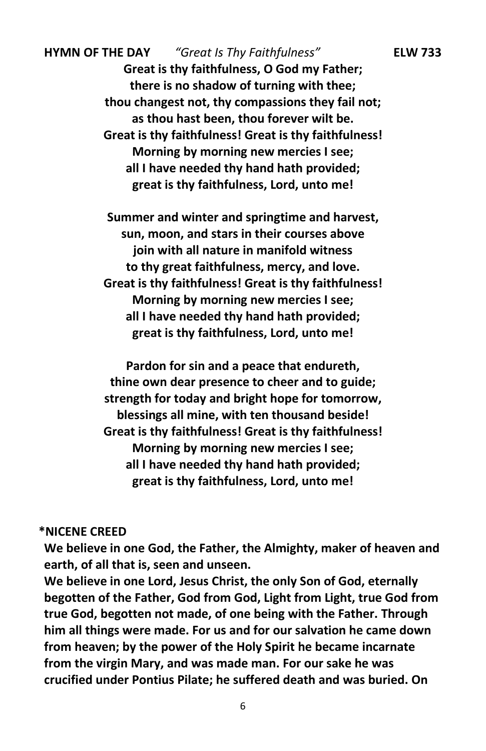**HYMN OF THE DAY** *"Great Is Thy Faithfulness"* **ELW 733**

**Great is thy faithfulness, O God my Father;**
**there is no shadow of turning with thee;**
**thou changest not, thy compassions they fail not;**
**as thou hast been, thou forever wilt be.**
**Great is thy faithfulness! Great is thy faithfulness!**
**Morning by morning new mercies I see;**
**all I have needed thy hand hath provided;**
**great is thy faithfulness, Lord, unto me!**

**Summer and winter and springtime and harvest,**
**sun, moon, and stars in their courses above**
**join with all nature in manifold witness**
**to thy great faithfulness, mercy, and love.**
**Great is thy faithfulness! Great is thy faithfulness!**
**Morning by morning new mercies I see;**
**all I have needed thy hand hath provided;**
**great is thy faithfulness, Lord, unto me!**

**Pardon for sin and a peace that endureth,**
**thine own dear presence to cheer and to guide;**
**strength for today and bright hope for tomorrow,**
**blessings all mine, with ten thousand beside!**
**Great is thy faithfulness! Great is thy faithfulness!**
**Morning by morning new mercies I see;**
**all I have needed thy hand hath provided;**
**great is thy faithfulness, Lord, unto me!**

**\*NICENE CREED**

**We believe in one God, the Father, the Almighty, maker of heaven and earth, of all that is, seen and unseen.**

**We believe in one Lord, Jesus Christ, the only Son of God, eternally begotten of the Father, God from God, Light from Light, true God from true God, begotten not made, of one being with the Father. Through him all things were made. For us and for our salvation he came down from heaven; by the power of the Holy Spirit he became incarnate from the virgin Mary, and was made man. For our sake he was crucified under Pontius Pilate; he suffered death and was buried. On**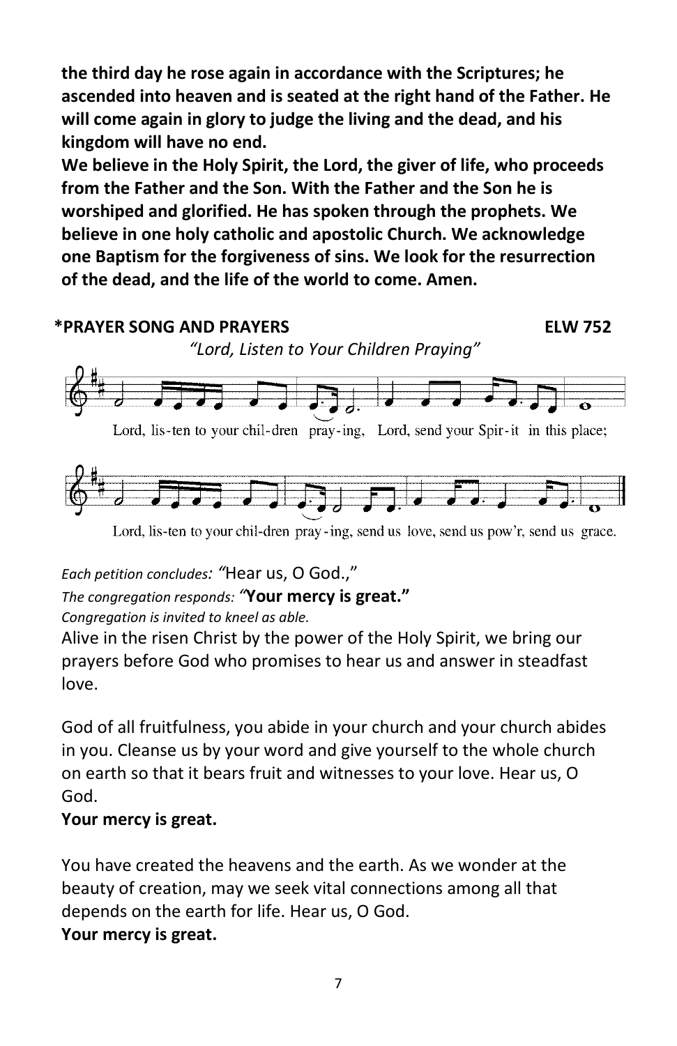**the third day he rose again in accordance with the Scriptures; he ascended into heaven and is seated at the right hand of the Father. He will come again in glory to judge the living and the dead, and his kingdom will have no end.**
**We believe in the Holy Spirit, the Lord, the giver of life, who proceeds from the Father and the Son. With the Father and the Son he is worshiped and glorified. He has spoken through the prophets. We believe in one holy catholic and apostolic Church. We acknowledge one Baptism for the forgiveness of sins. We look for the resurrection of the dead, and the life of the world to come. Amen.**

**\*PRAYER SONG AND PRAYERS** **ELW 752**

*"Lord, Listen to Your Children Praying"*

Lord, lis-ten to your chil-dren pray-ing, Lord, send your Spir-it in this place;

Lord, lis-ten to your chil-dren pray-ing, send us love, send us pow'r, send us grace.

*Each petition concludes: "*Hear us, O God.,"
*The congregation responds: "***Your mercy is great."**
*Congregation is invited to kneel as able.*

Alive in the risen Christ by the power of the Holy Spirit, we bring our prayers before God who promises to hear us and answer in steadfast love.

God of all fruitfulness, you abide in your church and your church abides in you. Cleanse us by your word and give yourself to the whole church on earth so that it bears fruit and witnesses to your love. Hear us, O God.
**Your mercy is great.**

You have created the heavens and the earth. As we wonder at the beauty of creation, may we seek vital connections among all that depends on the earth for life. Hear us, O God.
**Your mercy is great.**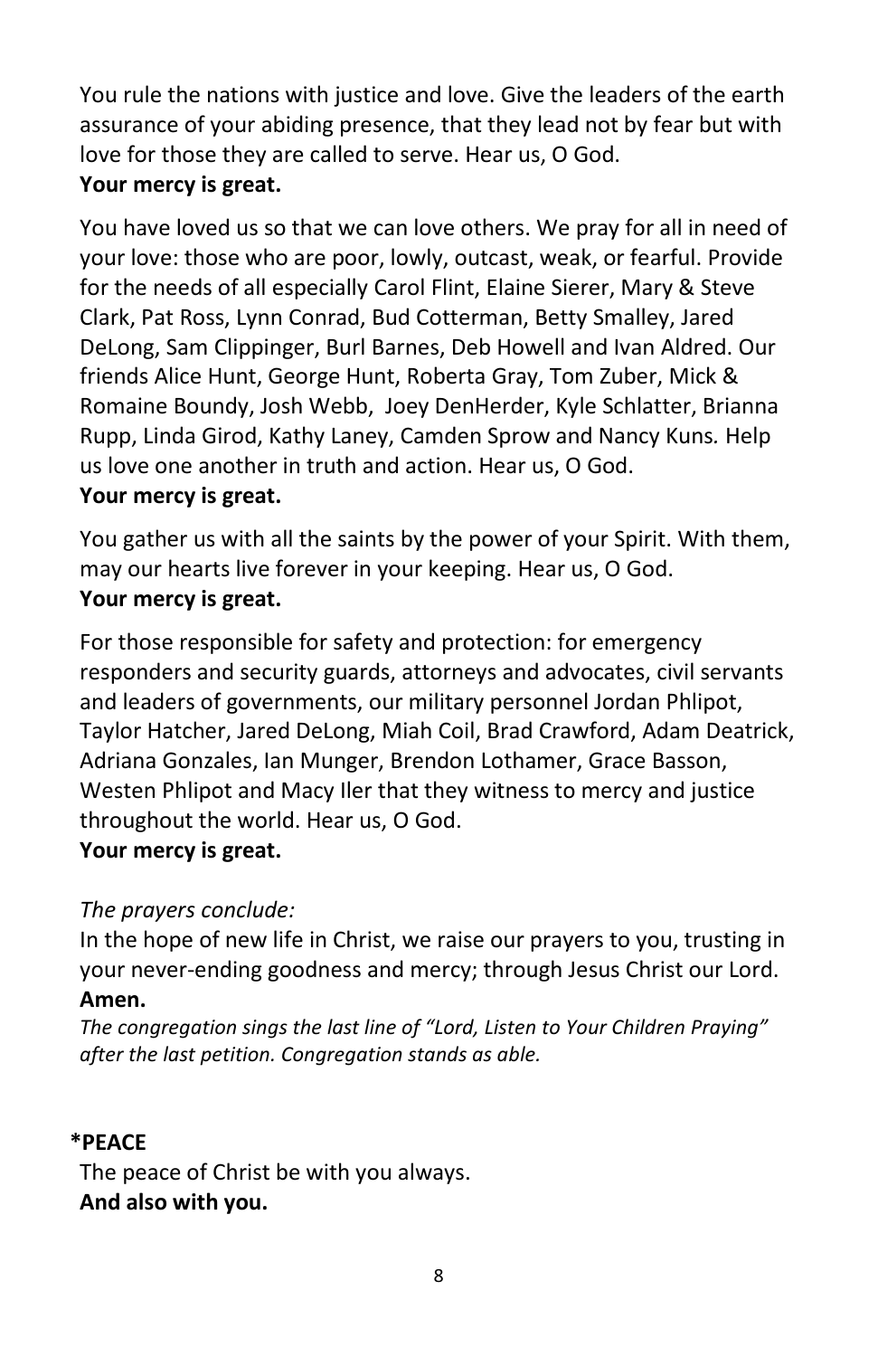You rule the nations with justice and love. Give the leaders of the earth assurance of your abiding presence, that they lead not by fear but with love for those they are called to serve. Hear us, O God.
**Your mercy is great.**

You have loved us so that we can love others. We pray for all in need of your love: those who are poor, lowly, outcast, weak, or fearful. Provide for the needs of all especially Carol Flint, Elaine Sierer, Mary & Steve Clark, Pat Ross, Lynn Conrad, Bud Cotterman, Betty Smalley, Jared DeLong, Sam Clippinger, Burl Barnes, Deb Howell and Ivan Aldred. Our friends Alice Hunt, George Hunt, Roberta Gray, Tom Zuber, Mick & Romaine Boundy, Josh Webb, Joey DenHerder, Kyle Schlatter, Brianna Rupp, Linda Girod, Kathy Laney, Camden Sprow and Nancy Kuns*.* Help us love one another in truth and action. Hear us, O God.
**Your mercy is great.**

You gather us with all the saints by the power of your Spirit. With them, may our hearts live forever in your keeping. Hear us, O God.
**Your mercy is great.**

For those responsible for safety and protection: for emergency responders and security guards, attorneys and advocates, civil servants and leaders of governments, our military personnel Jordan Phlipot, Taylor Hatcher, Jared DeLong, Miah Coil, Brad Crawford, Adam Deatrick, Adriana Gonzales, Ian Munger, Brendon Lothamer, Grace Basson, Westen Phlipot and Macy Iler that they witness to mercy and justice throughout the world. Hear us, O God.
**Your mercy is great.**

*The prayers conclude:*
In the hope of new life in Christ, we raise our prayers to you, trusting in your never-ending goodness and mercy; through Jesus Christ our Lord.
**Amen.**
*The congregation sings the last line of "Lord, Listen to Your Children Praying" after the last petition. Congregation stands as able.*

**\*PEACE**
The peace of Christ be with you always.
**And also with you.**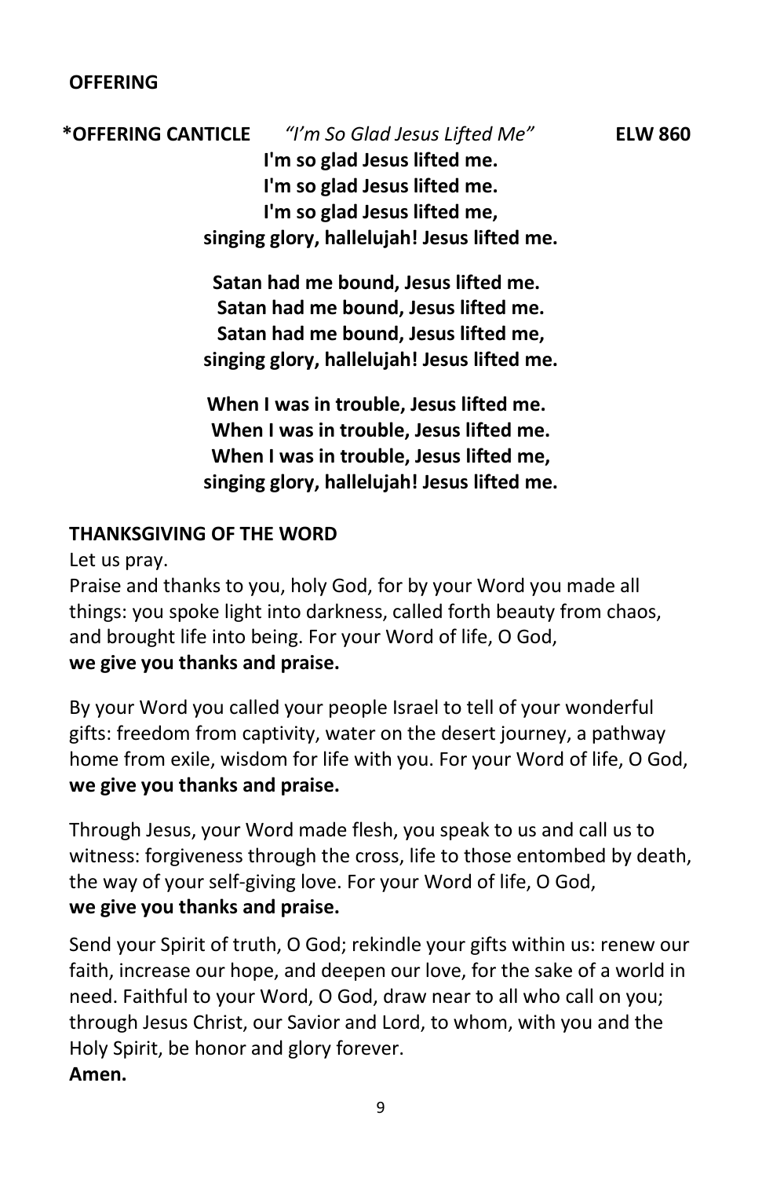**OFFERING**

**\*OFFERING CANTICLE** *"I'm So Glad Jesus Lifted Me"* **ELW 860**

**I'm so glad Jesus lifted me.**
**I'm so glad Jesus lifted me.**
**I'm so glad Jesus lifted me,**
**singing glory, hallelujah! Jesus lifted me.**

**Satan had me bound, Jesus lifted me.**
**Satan had me bound, Jesus lifted me.**
**Satan had me bound, Jesus lifted me,**
**singing glory, hallelujah! Jesus lifted me.**

**When I was in trouble, Jesus lifted me.**
**When I was in trouble, Jesus lifted me.**
**When I was in trouble, Jesus lifted me,**
**singing glory, hallelujah! Jesus lifted me.**

**THANKSGIVING OF THE WORD**

Let us pray.

Praise and thanks to you, holy God, for by your Word you made all things: you spoke light into darkness, called forth beauty from chaos, and brought life into being. For your Word of life, O God,
**we give you thanks and praise.**

By your Word you called your people Israel to tell of your wonderful gifts: freedom from captivity, water on the desert journey, a pathway home from exile, wisdom for life with you. For your Word of life, O God,
**we give you thanks and praise.**

Through Jesus, your Word made flesh, you speak to us and call us to witness: forgiveness through the cross, life to those entombed by death, the way of your self-giving love. For your Word of life, O God,
**we give you thanks and praise.**

Send your Spirit of truth, O God; rekindle your gifts within us: renew our faith, increase our hope, and deepen our love, for the sake of a world in need. Faithful to your Word, O God, draw near to all who call on you; through Jesus Christ, our Savior and Lord, to whom, with you and the Holy Spirit, be honor and glory forever.
**Amen.**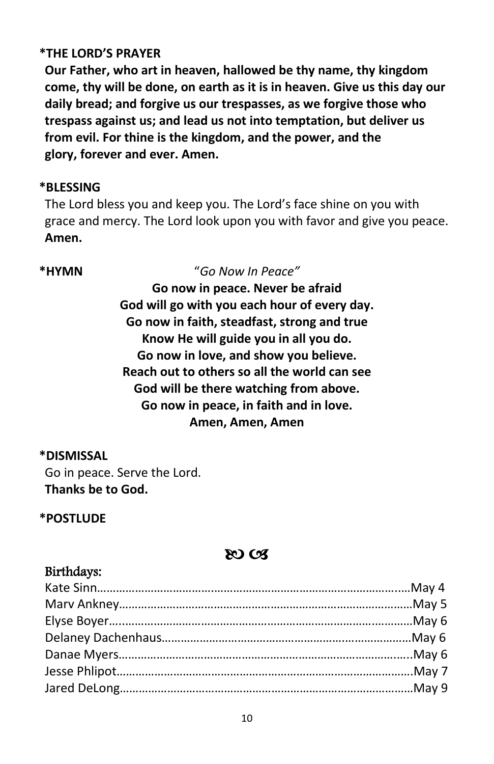**\*THE LORD'S PRAYER**

**Our Father, who art in heaven, hallowed be thy name, thy kingdom come, thy will be done, on earth as it is in heaven. Give us this day our daily bread; and forgive us our trespasses, as we forgive those who trespass against us; and lead us not into temptation, but deliver us from evil. For thine is the kingdom, and the power, and the glory, forever and ever. Amen.**

**\*BLESSING**

The Lord bless you and keep you. The Lord's face shine on you with grace and mercy. The Lord look upon you with favor and give you peace.
**Amen.**

**\*HYMN** "*Go Now In Peace"*

**Go now in peace. Never be afraid**
**God will go with you each hour of every day.**
**Go now in faith, steadfast, strong and true**
**Know He will guide you in all you do.**
**Go now in love, and show you believe.**
**Reach out to others so all the world can see**
**God will be there watching from above.**
**Go now in peace, in faith and in love.**
**Amen, Amen, Amen**

**\*DISMISSAL**

Go in peace. Serve the Lord.
**Thanks be to God.**

**\*POSTLUDE**

ೋ ೋ

Birthdays:

Kate Sinn…………………………………………………………………May 4
Marv Ankney……………………………………………………………May 5
Elyse Boyer………………………………………………………………May 6
Delaney Dachenhaus……………………………………………………May 6
Danae Myers……………………………………………………………..May 6
Jesse Phlipot…………………………………………………………….May 7
Jared DeLong……………………………………………………………May 9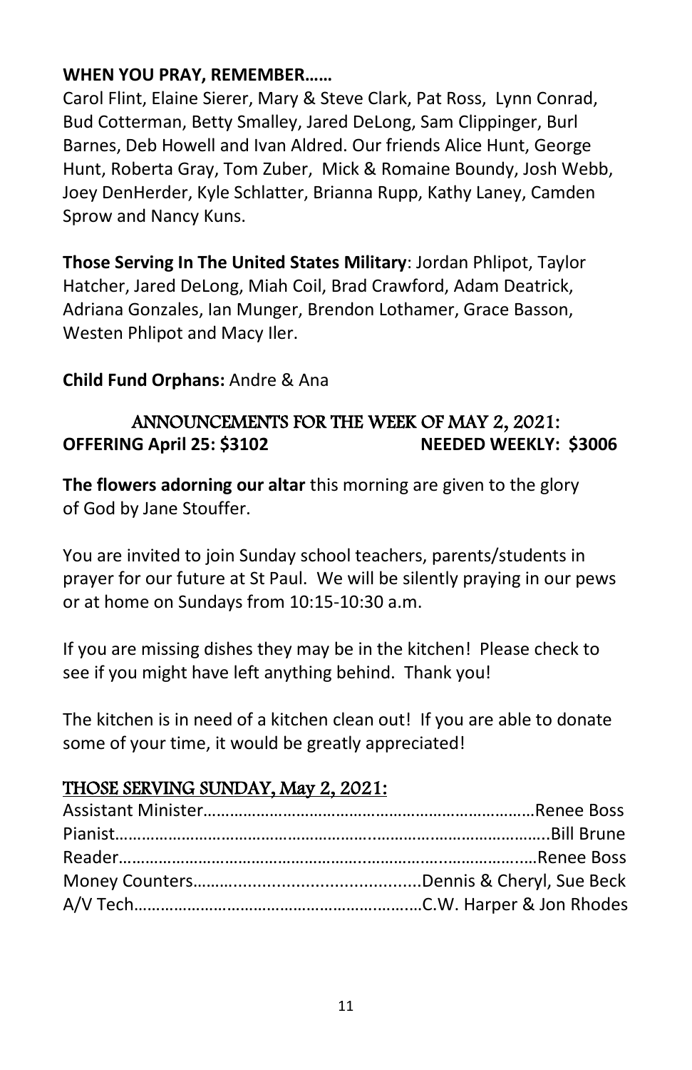**WHEN YOU PRAY, REMEMBER……**

Carol Flint, Elaine Sierer, Mary & Steve Clark, Pat Ross, Lynn Conrad, Bud Cotterman, Betty Smalley, Jared DeLong, Sam Clippinger, Burl Barnes, Deb Howell and Ivan Aldred. Our friends Alice Hunt, George Hunt, Roberta Gray, Tom Zuber, Mick & Romaine Boundy, Josh Webb, Joey DenHerder, Kyle Schlatter, Brianna Rupp, Kathy Laney, Camden Sprow and Nancy Kuns.

**Those Serving In The United States Military**: Jordan Phlipot, Taylor Hatcher, Jared DeLong, Miah Coil, Brad Crawford, Adam Deatrick, Adriana Gonzales, Ian Munger, Brendon Lothamer, Grace Basson, Westen Phlipot and Macy Iler.

**Child Fund Orphans:** Andre & Ana

## ANNOUNCEMENTS FOR THE WEEK OF MAY 2, 2021:

**OFFERING April 25: $3102** **NEEDED WEEKLY: $3006**

**The flowers adorning our altar** this morning are given to the glory of God by Jane Stouffer.

You are invited to join Sunday school teachers, parents/students in prayer for our future at St Paul. We will be silently praying in our pews or at home on Sundays from 10:15-10:30 a.m.

If you are missing dishes they may be in the kitchen! Please check to see if you might have left anything behind. Thank you!

The kitchen is in need of a kitchen clean out! If you are able to donate some of your time, it would be greatly appreciated!

## THOSE SERVING SUNDAY, May 2, 2021:

Assistant Minister……………………………………………………………Renee Boss
Pianist……………………………………………………………………………..Bill Brune
Reader……………………………………………………………………………Renee Boss
Money Counters……………………………………….Dennis & Cheryl, Sue Beck
A/V Tech…………………………………………………………C.W. Harper & Jon Rhodes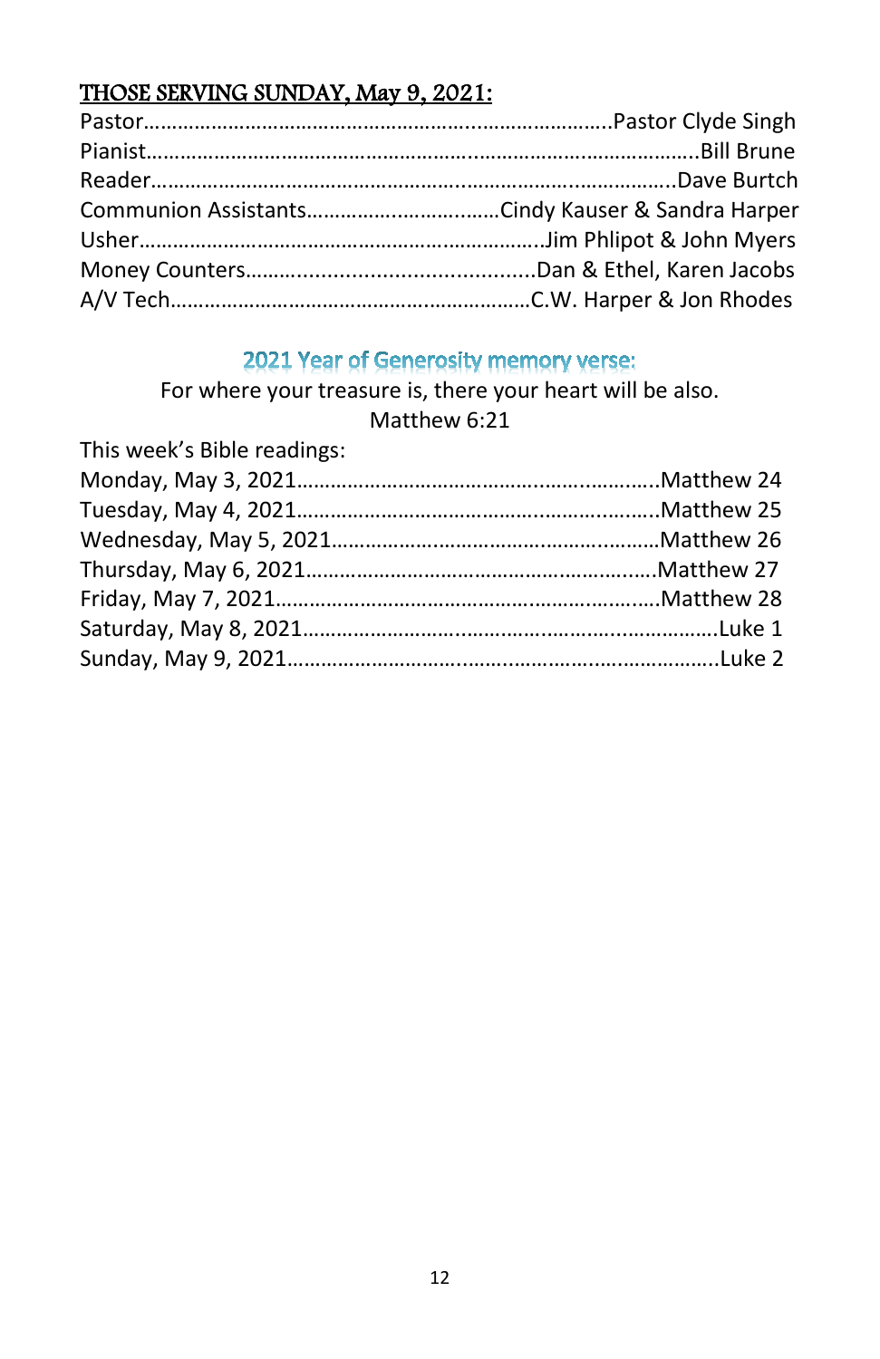## THOSE SERVING SUNDAY, May 9, 2021:

Pastor……………………………………………………………………….Pastor Clyde Singh
Pianist……………………………………………………………………………..Bill Brune
Reader………………………………………………………………………….Dave Burtch
Communion Assistants……………………………Cindy Kauser & Sandra Harper
Usher……………………………………………………………Jim Phlipot & John Myers
Money Counters…………………………………………Dan & Ethel, Karen Jacobs
A/V Tech……………………………………………………C.W. Harper & Jon Rhodes

### 2021 Year of Generosity memory verse:

For where your treasure is, there your heart will be also.
Matthew 6:21

This week's Bible readings:

Monday, May 3, 2021…………………………………………………….Matthew 24
Tuesday, May 4, 2021…………………………………………………….Matthew 25
Wednesday, May 5, 2021………………………………………………Matthew 26
Thursday, May 6, 2021………………………………………………….Matthew 27
Friday, May 7, 2021……………………………………………………….Matthew 28
Saturday, May 8, 2021………………………………………………………….Luke 1
Sunday, May 9, 2021…………………………………………………………….Luke 2